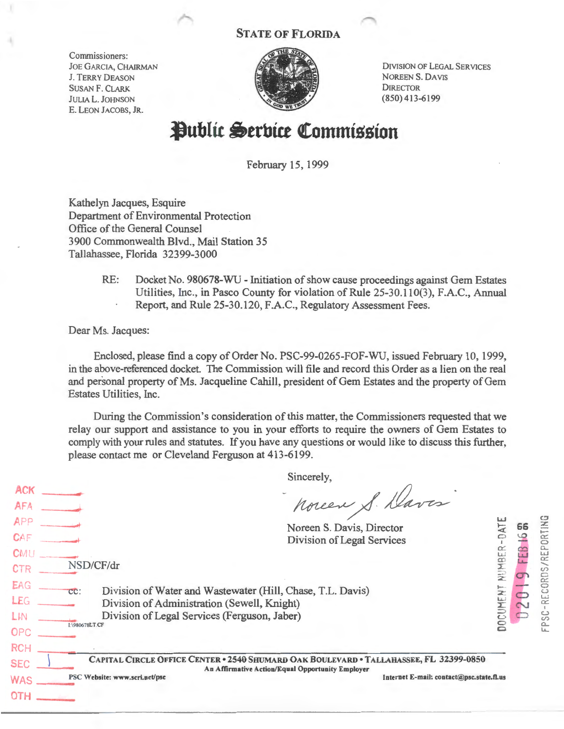STATE OF FLORIDA

Commissioners:
JOE GARCIA, CHAIRMAN
J. TERRY DEASON
SUSAN F. CLARK
JULIA L. JOHNSON
E. LEON JACOBS, JR.

DIVISION OF LEGAL SERVICES
NOREEN S. DAVIS
DIRECTOR
(850) 413-6199

# Public Service Commission

February 15, 1999

Kathelyn Jacques, Esquire
Department of Environmental Protection
Office of the General Counsel
3900 Commonwealth Blvd., Mail Station 35
Tallahassee, Florida 32399-3000

RE: Docket No. 980678-WU - Initiation of show cause proceedings against Gem Estates Utilities, Inc., in Pasco County for violation of Rule 25-30.110(3), F.A.C., Annual Report, and Rule 25-30.120, F.A.C., Regulatory Assessment Fees.

Dear Ms. Jacques:

Enclosed, please find a copy of Order No. PSC-99-0265-FOF-WU, issued February 10, 1999, in the above-referenced docket. The Commission will file and record this Order as a lien on the real and personal property of Ms. Jacqueline Cahill, president of Gem Estates and the property of Gem Estates Utilities, Inc.

During the Commission's consideration of this matter, the Commissioners requested that we relay our support and assistance to you in your efforts to require the owners of Gem Estates to comply with your rules and statutes. If you have any questions or would like to discuss this further, please contact me or Cleveland Ferguson at 413-6199.

Sincerely,

Noreen S. Davis

Noreen S. Davis, Director
Division of Legal Services

NSD/CF/dr

cc: Division of Water and Wastewater (Hill, Chase, T.L. Davis)
Division of Administration (Sewell, Knight)
Division of Legal Services (Ferguson, Jaber)

I:\980678LT.CF

ACK
AFA
APP
CAF
CMU
CTR
EAG
LEG
LIN
OPC
RCH
SEC
WAS
OTH

DOCUMENT NUMBER-DATE
02019 FEB 16 99
FPSC-RECORDS/REPORTING

CAPITAL CIRCLE OFFICE CENTER • 2540 SHUMARD OAK BOULEVARD • TALLAHASSEE, FL 32399-0850
An Affirmative Action/Equal Opportunity Employer
PSC Website: www.scri.net/psc Internet E-mail: contact@psc.state.fl.us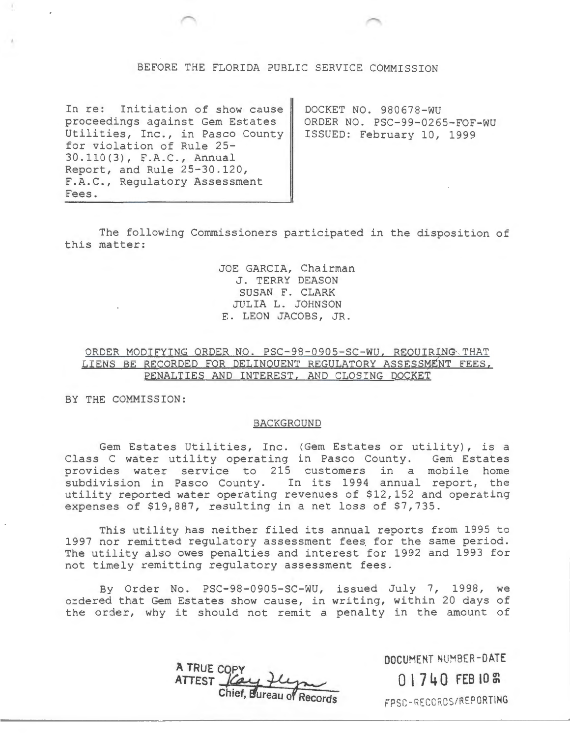BEFORE THE FLORIDA PUBLIC SERVICE COMMISSION

| In re: Initiation of show cause proceedings against Gem Estates Utilities, Inc., in Pasco County for violation of Rule 25-30.110(3), F.A.C., Annual Report, and Rule 25-30.120, F.A.C., Regulatory Assessment Fees. | DOCKET NO. 980678-WU<br>ORDER NO. PSC-99-0265-FOF-WU<br>ISSUED: February 10, 1999 |
|---|---|

The following Commissioners participated in the disposition of this matter:

JOE GARCIA, Chairman
J. TERRY DEASON
SUSAN F. CLARK
JULIA L. JOHNSON
E. LEON JACOBS, JR.

ORDER MODIFYING ORDER NO. PSC-98-0905-SC-WU, REQUIRING THAT LIENS BE RECORDED FOR DELINQUENT REGULATORY ASSESSMENT FEES, PENALTIES AND INTEREST, AND CLOSING DOCKET

BY THE COMMISSION:

## BACKGROUND

Gem Estates Utilities, Inc. (Gem Estates or utility), is a Class C water utility operating in Pasco County. Gem Estates provides water service to 215 customers in a mobile home subdivision in Pasco County. In its 1994 annual report, the utility reported water operating revenues of $12,152 and operating expenses of $19,887, resulting in a net loss of $7,735.

This utility has neither filed its annual reports from 1995 to 1997 nor remitted regulatory assessment fees for the same period. The utility also owes penalties and interest for 1992 and 1993 for not timely remitting regulatory assessment fees.

By Order No. PSC-98-0905-SC-WU, issued July 7, 1998, we ordered that Gem Estates show cause, in writing, within 20 days of the order, why it should not remit a penalty in the amount of

A TRUE COPY
ATTEST
Chief, Bureau of Records

DOCUMENT NUMBER-DATE
01740 FEB 10 &
FPSC-RECORDS/REPORTING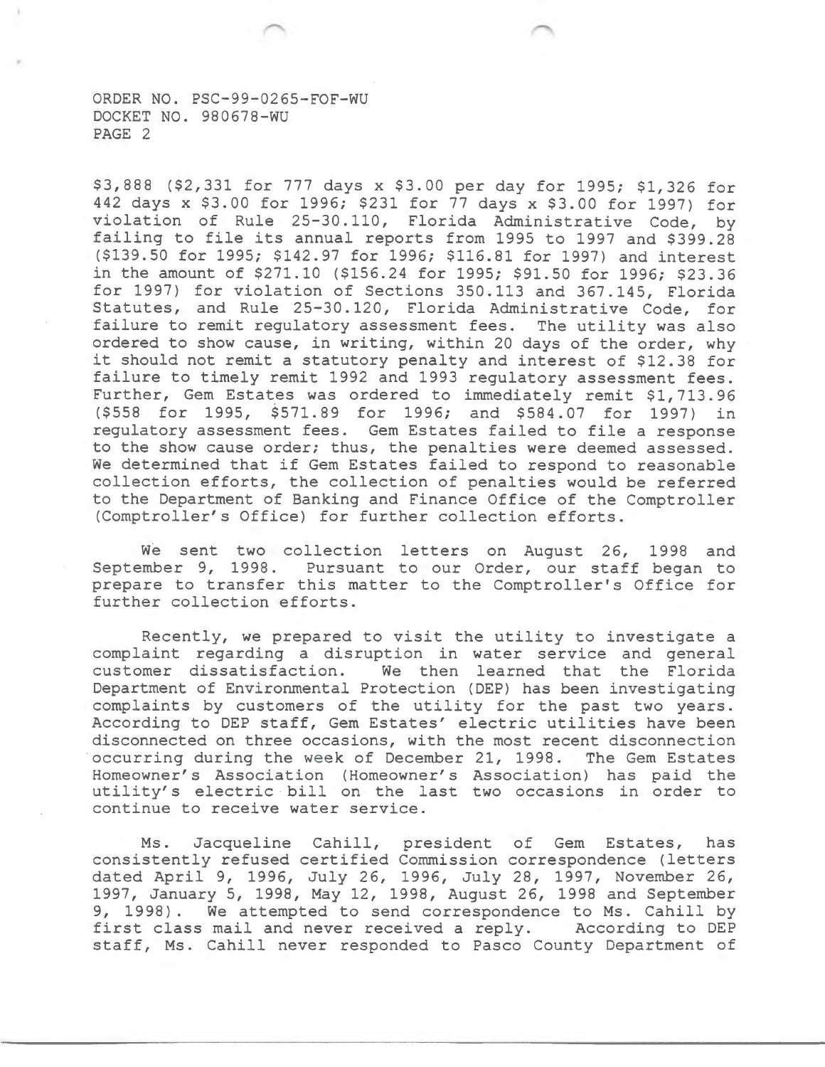$3,888 ($2,331 for 777 days x $3.00 per day for 1995; $1,326 for 442 days x $3.00 for 1996; $231 for 77 days x $3.00 for 1997) for violation of Rule 25-30.110, Florida Administrative Code, by failing to file its annual reports from 1995 to 1997 and $399.28 ($139.50 for 1995; $142.97 for 1996; $116.81 for 1997) and interest in the amount of $271.10 ($156.24 for 1995; $91.50 for 1996; $23.36 for 1997) for violation of Sections 350.113 and 367.145, Florida Statutes, and Rule 25-30.120, Florida Administrative Code, for failure to remit regulatory assessment fees. The utility was also ordered to show cause, in writing, within 20 days of the order, why it should not remit a statutory penalty and interest of $12.38 for failure to timely remit 1992 and 1993 regulatory assessment fees. Further, Gem Estates was ordered to immediately remit $1,713.96 ($558 for 1995, $571.89 for 1996; and $584.07 for 1997) in regulatory assessment fees. Gem Estates failed to file a response to the show cause order; thus, the penalties were deemed assessed. We determined that if Gem Estates failed to respond to reasonable collection efforts, the collection of penalties would be referred to the Department of Banking and Finance Office of the Comptroller (Comptroller's Office) for further collection efforts.

We sent two collection letters on August 26, 1998 and September 9, 1998. Pursuant to our Order, our staff began to prepare to transfer this matter to the Comptroller's Office for further collection efforts.

Recently, we prepared to visit the utility to investigate a complaint regarding a disruption in water service and general customer dissatisfaction. We then learned that the Florida Department of Environmental Protection (DEP) has been investigating complaints by customers of the utility for the past two years. According to DEP staff, Gem Estates' electric utilities have been disconnected on three occasions, with the most recent disconnection occurring during the week of December 21, 1998. The Gem Estates Homeowner's Association (Homeowner's Association) has paid the utility's electric bill on the last two occasions in order to continue to receive water service.

Ms. Jacqueline Cahill, president of Gem Estates, has consistently refused certified Commission correspondence (letters dated April 9, 1996, July 26, 1996, July 28, 1997, November 26, 1997, January 5, 1998, May 12, 1998, August 26, 1998 and September 9, 1998). We attempted to send correspondence to Ms. Cahill by first class mail and never received a reply. According to DEP staff, Ms. Cahill never responded to Pasco County Department of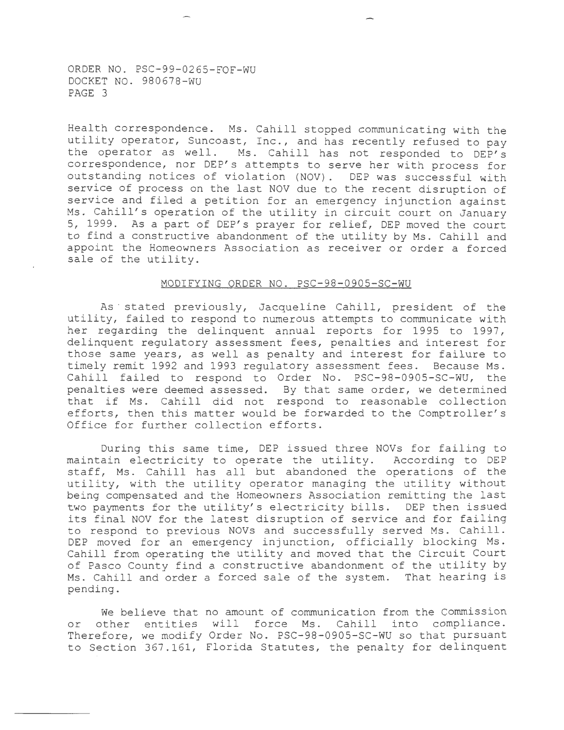Health correspondence. Ms. Cahill stopped communicating with the utility operator, Suncoast, Inc., and has recently refused to pay the operator as well. Ms. Cahill has not responded to DEP's correspondence, nor DEP's attempts to serve her with process for outstanding notices of violation (NOV). DEP was successful with service of process on the last NOV due to the recent disruption of service and filed a petition for an emergency injunction against Ms. Cahill's operation of the utility in circuit court on January 5, 1999. As a part of DEP's prayer for relief, DEP moved the court to find a constructive abandonment of the utility by Ms. Cahill and appoint the Homeowners Association as receiver or order a forced sale of the utility.

## MODIFYING ORDER NO. PSC-98-0905-SC-WU

As stated previously, Jacqueline Cahill, president of the utility, failed to respond to numerous attempts to communicate with her regarding the delinquent annual reports for 1995 to 1997, delinquent regulatory assessment fees, penalties and interest for those same years, as well as penalty and interest for failure to timely remit 1992 and 1993 regulatory assessment fees. Because Ms. Cahill failed to respond to Order No. PSC-98-0905-SC-WU, the penalties were deemed assessed. By that same order, we determined that if Ms. Cahill did not respond to reasonable collection efforts, then this matter would be forwarded to the Comptroller's Office for further collection efforts.

During this same time, DEP issued three NOVs for failing to maintain electricity to operate the utility. According to DEP staff, Ms. Cahill has all but abandoned the operations of the utility, with the utility operator managing the utility without being compensated and the Homeowners Association remitting the last two payments for the utility's electricity bills. DEP then issued its final NOV for the latest disruption of service and for failing to respond to previous NOVs and successfully served Ms. Cahill. DEP moved for an emergency injunction, officially blocking Ms. Cahill from operating the utility and moved that the Circuit Court of Pasco County find a constructive abandonment of the utility by Ms. Cahill and order a forced sale of the system. That hearing is pending.

We believe that no amount of communication from the Commission or other entities will force Ms. Cahill into compliance. Therefore, we modify Order No. PSC-98-0905-SC-WU so that pursuant to Section 367.161, Florida Statutes, the penalty for delinquent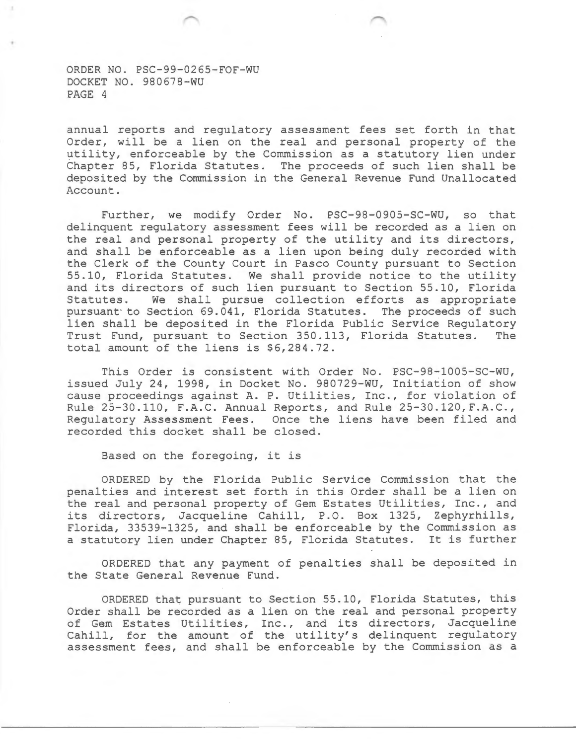annual reports and regulatory assessment fees set forth in that Order, will be a lien on the real and personal property of the utility, enforceable by the Commission as a statutory lien under Chapter 85, Florida Statutes. The proceeds of such lien shall be deposited by the Commission in the General Revenue Fund Unallocated Account.

Further, we modify Order No. PSC-98-0905-SC-WU, so that delinquent regulatory assessment fees will be recorded as a lien on the real and personal property of the utility and its directors, and shall be enforceable as a lien upon being duly recorded with the Clerk of the County Court in Pasco County pursuant to Section 55.10, Florida Statutes. We shall provide notice to the utility and its directors of such lien pursuant to Section 55.10, Florida Statutes. We shall pursue collection efforts as appropriate pursuant to Section 69.041, Florida Statutes. The proceeds of such lien shall be deposited in the Florida Public Service Regulatory Trust Fund, pursuant to Section 350.113, Florida Statutes. The total amount of the liens is $6,284.72.

This Order is consistent with Order No. PSC-98-1005-SC-WU, issued July 24, 1998, in Docket No. 980729-WU, Initiation of show cause proceedings against A. P. Utilities, Inc., for violation of Rule 25-30.110, F.A.C. Annual Reports, and Rule 25-30.120, F.A.C., Regulatory Assessment Fees. Once the liens have been filed and recorded this docket shall be closed.

Based on the foregoing, it is

ORDERED by the Florida Public Service Commission that the penalties and interest set forth in this Order shall be a lien on the real and personal property of Gem Estates Utilities, Inc., and its directors, Jacqueline Cahill, P.O. Box 1325, Zephyrhills, Florida, 33539-1325, and shall be enforceable by the Commission as a statutory lien under Chapter 85, Florida Statutes. It is further

ORDERED that any payment of penalties shall be deposited in the State General Revenue Fund.

ORDERED that pursuant to Section 55.10, Florida Statutes, this Order shall be recorded as a lien on the real and personal property of Gem Estates Utilities, Inc., and its directors, Jacqueline Cahill, for the amount of the utility's delinquent regulatory assessment fees, and shall be enforceable by the Commission as a